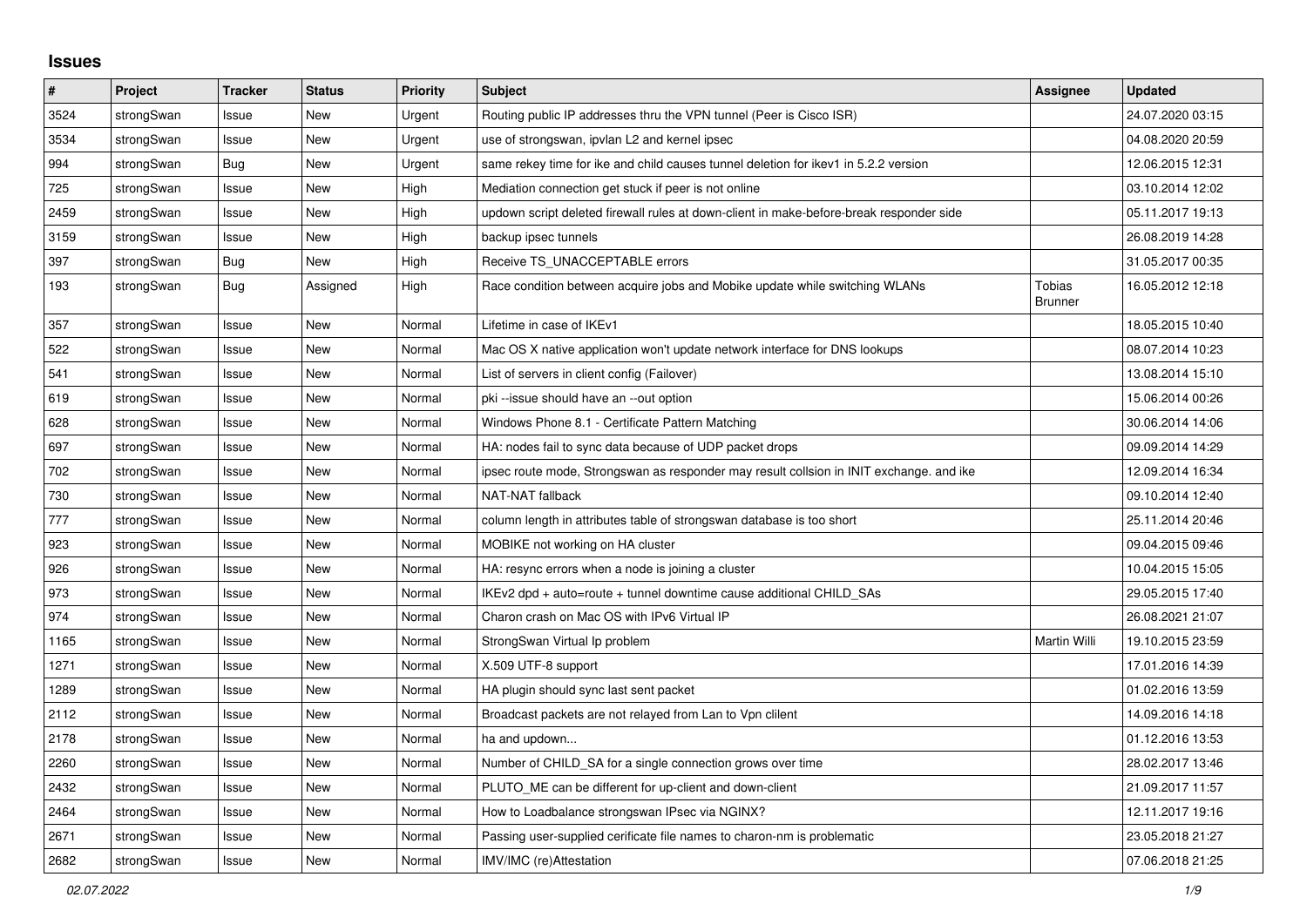## Issues

| # | Project | Tracker | Status | Priority | Subject | Assignee | Updated |
|---|---|---|---|---|---|---|---|
| 3524 | strongSwan | Issue | New | Urgent | Routing public IP addresses thru the VPN tunnel (Peer is Cisco ISR) | | 24.07.2020 03:15 |
| 3534 | strongSwan | Issue | New | Urgent | use of strongswan, ipvlan L2 and kernel ipsec | | 04.08.2020 20:59 |
| 994 | strongSwan | Bug | New | Urgent | same rekey time for ike and child causes tunnel deletion for ikev1 in 5.2.2 version | | 12.06.2015 12:31 |
| 725 | strongSwan | Issue | New | High | Mediation connection get stuck if peer is not online | | 03.10.2014 12:02 |
| 2459 | strongSwan | Issue | New | High | updown script deleted firewall rules at down-client in make-before-break responder side | | 05.11.2017 19:13 |
| 3159 | strongSwan | Issue | New | High | backup ipsec tunnels | | 26.08.2019 14:28 |
| 397 | strongSwan | Bug | New | High | Receive TS_UNACCEPTABLE errors | | 31.05.2017 00:35 |
| 193 | strongSwan | Bug | Assigned | High | Race condition between acquire jobs and Mobike update while switching WLANs | Tobias Brunner | 16.05.2012 12:18 |
| 357 | strongSwan | Issue | New | Normal | Lifetime in case of IKEv1 | | 18.05.2015 10:40 |
| 522 | strongSwan | Issue | New | Normal | Mac OS X native application won't update network interface for DNS lookups | | 08.07.2014 10:23 |
| 541 | strongSwan | Issue | New | Normal | List of servers in client config (Failover) | | 13.08.2014 15:10 |
| 619 | strongSwan | Issue | New | Normal | pki --issue should have an --out option | | 15.06.2014 00:26 |
| 628 | strongSwan | Issue | New | Normal | Windows Phone 8.1 - Certificate Pattern Matching | | 30.06.2014 14:06 |
| 697 | strongSwan | Issue | New | Normal | HA: nodes fail to sync data because of UDP packet drops | | 09.09.2014 14:29 |
| 702 | strongSwan | Issue | New | Normal | ipsec route mode, Strongswan as responder may result collsion in INIT exchange. and ike | | 12.09.2014 16:34 |
| 730 | strongSwan | Issue | New | Normal | NAT-NAT fallback | | 09.10.2014 12:40 |
| 777 | strongSwan | Issue | New | Normal | column length in attributes table of strongswan database is too short | | 25.11.2014 20:46 |
| 923 | strongSwan | Issue | New | Normal | MOBIKE not working on HA cluster | | 09.04.2015 09:46 |
| 926 | strongSwan | Issue | New | Normal | HA: resync errors when a node is joining a cluster | | 10.04.2015 15:05 |
| 973 | strongSwan | Issue | New | Normal | IKEv2 dpd + auto=route + tunnel downtime cause additional CHILD_SAs | | 29.05.2015 17:40 |
| 974 | strongSwan | Issue | New | Normal | Charon crash on Mac OS with IPv6 Virtual IP | | 26.08.2021 21:07 |
| 1165 | strongSwan | Issue | New | Normal | StrongSwan Virtual Ip problem | Martin Willi | 19.10.2015 23:59 |
| 1271 | strongSwan | Issue | New | Normal | X.509 UTF-8 support | | 17.01.2016 14:39 |
| 1289 | strongSwan | Issue | New | Normal | HA plugin should sync last sent packet | | 01.02.2016 13:59 |
| 2112 | strongSwan | Issue | New | Normal | Broadcast packets are not relayed from Lan to Vpn clilent | | 14.09.2016 14:18 |
| 2178 | strongSwan | Issue | New | Normal | ha and updown... | | 01.12.2016 13:53 |
| 2260 | strongSwan | Issue | New | Normal | Number of CHILD_SA for a single connection grows over time | | 28.02.2017 13:46 |
| 2432 | strongSwan | Issue | New | Normal | PLUTO_ME can be different for up-client and down-client | | 21.09.2017 11:57 |
| 2464 | strongSwan | Issue | New | Normal | How to Loadbalance strongswan IPsec via NGINX? | | 12.11.2017 19:16 |
| 2671 | strongSwan | Issue | New | Normal | Passing user-supplied cerificate file names to charon-nm is problematic | | 23.05.2018 21:27 |
| 2682 | strongSwan | Issue | New | Normal | IMV/IMC (re)Attestation | | 07.06.2018 21:25 |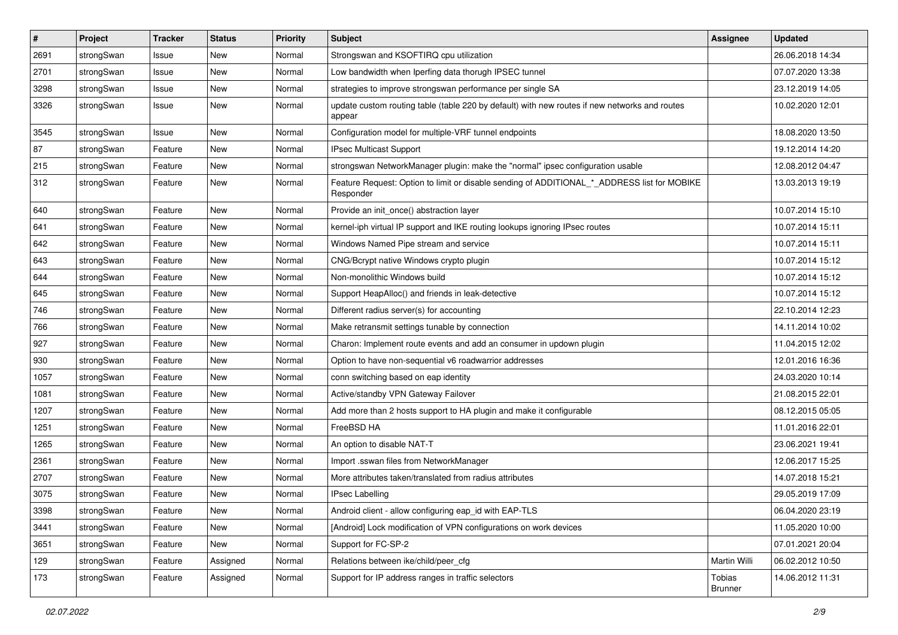| # | Project | Tracker | Status | Priority | Subject | Assignee | Updated |
|---|---|---|---|---|---|---|---|
| 2691 | strongSwan | Issue | New | Normal | Strongswan and KSOFTIRQ cpu utilization | | 26.06.2018 14:34 |
| 2701 | strongSwan | Issue | New | Normal | Low bandwidth when Iperfing data thorugh IPSEC tunnel | | 07.07.2020 13:38 |
| 3298 | strongSwan | Issue | New | Normal | strategies to improve strongswan performance per single SA | | 23.12.2019 14:05 |
| 3326 | strongSwan | Issue | New | Normal | update custom routing table (table 220 by default) with new routes if new networks and routes appear | | 10.02.2020 12:01 |
| 3545 | strongSwan | Issue | New | Normal | Configuration model for multiple-VRF tunnel endpoints | | 18.08.2020 13:50 |
| 87 | strongSwan | Feature | New | Normal | IPsec Multicast Support | | 19.12.2014 14:20 |
| 215 | strongSwan | Feature | New | Normal | strongswan NetworkManager plugin: make the "normal" ipsec configuration usable | | 12.08.2012 04:47 |
| 312 | strongSwan | Feature | New | Normal | Feature Request: Option to limit or disable sending of ADDITIONAL_*_ADDRESS list for MOBIKE Responder | | 13.03.2013 19:19 |
| 640 | strongSwan | Feature | New | Normal | Provide an init_once() abstraction layer | | 10.07.2014 15:10 |
| 641 | strongSwan | Feature | New | Normal | kernel-iph virtual IP support and IKE routing lookups ignoring IPsec routes | | 10.07.2014 15:11 |
| 642 | strongSwan | Feature | New | Normal | Windows Named Pipe stream and service | | 10.07.2014 15:11 |
| 643 | strongSwan | Feature | New | Normal | CNG/Bcrypt native Windows crypto plugin | | 10.07.2014 15:12 |
| 644 | strongSwan | Feature | New | Normal | Non-monolithic Windows build | | 10.07.2014 15:12 |
| 645 | strongSwan | Feature | New | Normal | Support HeapAlloc() and friends in leak-detective | | 10.07.2014 15:12 |
| 746 | strongSwan | Feature | New | Normal | Different radius server(s) for accounting | | 22.10.2014 12:23 |
| 766 | strongSwan | Feature | New | Normal | Make retransmit settings tunable by connection | | 14.11.2014 10:02 |
| 927 | strongSwan | Feature | New | Normal | Charon: Implement route events and add an consumer in updown plugin | | 11.04.2015 12:02 |
| 930 | strongSwan | Feature | New | Normal | Option to have non-sequential v6 roadwarrior addresses | | 12.01.2016 16:36 |
| 1057 | strongSwan | Feature | New | Normal | conn switching based on eap identity | | 24.03.2020 10:14 |
| 1081 | strongSwan | Feature | New | Normal | Active/standby VPN Gateway Failover | | 21.08.2015 22:01 |
| 1207 | strongSwan | Feature | New | Normal | Add more than 2 hosts support to HA plugin and make it configurable | | 08.12.2015 05:05 |
| 1251 | strongSwan | Feature | New | Normal | FreeBSD HA | | 11.01.2016 22:01 |
| 1265 | strongSwan | Feature | New | Normal | An option to disable NAT-T | | 23.06.2021 19:41 |
| 2361 | strongSwan | Feature | New | Normal | Import .sswan files from NetworkManager | | 12.06.2017 15:25 |
| 2707 | strongSwan | Feature | New | Normal | More attributes taken/translated from radius attributes | | 14.07.2018 15:21 |
| 3075 | strongSwan | Feature | New | Normal | IPsec Labelling | | 29.05.2019 17:09 |
| 3398 | strongSwan | Feature | New | Normal | Android client - allow configuring eap_id with EAP-TLS | | 06.04.2020 23:19 |
| 3441 | strongSwan | Feature | New | Normal | [Android] Lock modification of VPN configurations on work devices | | 11.05.2020 10:00 |
| 3651 | strongSwan | Feature | New | Normal | Support for FC-SP-2 | | 07.01.2021 20:04 |
| 129 | strongSwan | Feature | Assigned | Normal | Relations between ike/child/peer_cfg | Martin Willi | 06.02.2012 10:50 |
| 173 | strongSwan | Feature | Assigned | Normal | Support for IP address ranges in traffic selectors | Tobias Brunner | 14.06.2012 11:31 |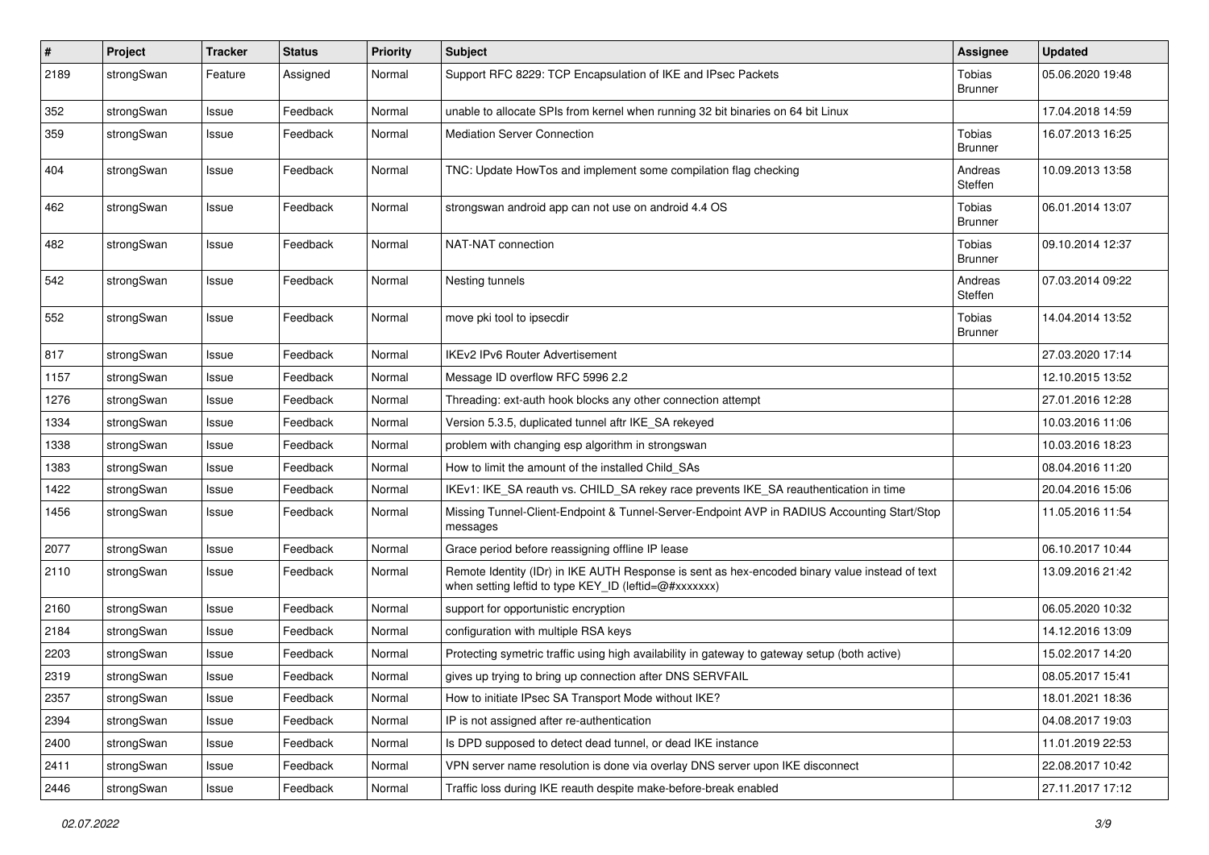| # | Project | Tracker | Status | Priority | Subject | Assignee | Updated |
|---|---|---|---|---|---|---|---|
| 2189 | strongSwan | Feature | Assigned | Normal | Support RFC 8229: TCP Encapsulation of IKE and IPsec Packets | Tobias Brunner | 05.06.2020 19:48 |
| 352 | strongSwan | Issue | Feedback | Normal | unable to allocate SPIs from kernel when running 32 bit binaries on 64 bit Linux | | 17.04.2018 14:59 |
| 359 | strongSwan | Issue | Feedback | Normal | Mediation Server Connection | Tobias Brunner | 16.07.2013 16:25 |
| 404 | strongSwan | Issue | Feedback | Normal | TNC: Update HowTos and implement some compilation flag checking | Andreas Steffen | 10.09.2013 13:58 |
| 462 | strongSwan | Issue | Feedback | Normal | strongswan android app can not use on android 4.4 OS | Tobias Brunner | 06.01.2014 13:07 |
| 482 | strongSwan | Issue | Feedback | Normal | NAT-NAT connection | Tobias Brunner | 09.10.2014 12:37 |
| 542 | strongSwan | Issue | Feedback | Normal | Nesting tunnels | Andreas Steffen | 07.03.2014 09:22 |
| 552 | strongSwan | Issue | Feedback | Normal | move pki tool to ipsecdir | Tobias Brunner | 14.04.2014 13:52 |
| 817 | strongSwan | Issue | Feedback | Normal | IKEv2 IPv6 Router Advertisement | | 27.03.2020 17:14 |
| 1157 | strongSwan | Issue | Feedback | Normal | Message ID overflow RFC 5996 2.2 | | 12.10.2015 13:52 |
| 1276 | strongSwan | Issue | Feedback | Normal | Threading: ext-auth hook blocks any other connection attempt | | 27.01.2016 12:28 |
| 1334 | strongSwan | Issue | Feedback | Normal | Version 5.3.5, duplicated tunnel aftr IKE_SA rekeyed | | 10.03.2016 11:06 |
| 1338 | strongSwan | Issue | Feedback | Normal | problem with changing esp algorithm in strongswan | | 10.03.2016 18:23 |
| 1383 | strongSwan | Issue | Feedback | Normal | How to limit the amount of the installed Child_SAs | | 08.04.2016 11:20 |
| 1422 | strongSwan | Issue | Feedback | Normal | IKEv1: IKE_SA reauth vs. CHILD_SA rekey race prevents IKE_SA reauthentication in time | | 20.04.2016 15:06 |
| 1456 | strongSwan | Issue | Feedback | Normal | Missing Tunnel-Client-Endpoint & Tunnel-Server-Endpoint AVP in RADIUS Accounting Start/Stop messages | | 11.05.2016 11:54 |
| 2077 | strongSwan | Issue | Feedback | Normal | Grace period before reassigning offline IP lease | | 06.10.2017 10:44 |
| 2110 | strongSwan | Issue | Feedback | Normal | Remote Identity (IDr) in IKE AUTH Response is sent as hex-encoded binary value instead of text when setting leftid to type KEY_ID (leftid=@#xxxxxxx) | | 13.09.2016 21:42 |
| 2160 | strongSwan | Issue | Feedback | Normal | support for opportunistic encryption | | 06.05.2020 10:32 |
| 2184 | strongSwan | Issue | Feedback | Normal | configuration with multiple RSA keys | | 14.12.2016 13:09 |
| 2203 | strongSwan | Issue | Feedback | Normal | Protecting symetric traffic using high availability in gateway to gateway setup (both active) | | 15.02.2017 14:20 |
| 2319 | strongSwan | Issue | Feedback | Normal | gives up trying to bring up connection after DNS SERVFAIL | | 08.05.2017 15:41 |
| 2357 | strongSwan | Issue | Feedback | Normal | How to initiate IPsec SA Transport Mode without IKE? | | 18.01.2021 18:36 |
| 2394 | strongSwan | Issue | Feedback | Normal | IP is not assigned after re-authentication | | 04.08.2017 19:03 |
| 2400 | strongSwan | Issue | Feedback | Normal | Is DPD supposed to detect dead tunnel, or dead IKE instance | | 11.01.2019 22:53 |
| 2411 | strongSwan | Issue | Feedback | Normal | VPN server name resolution is done via overlay DNS server upon IKE disconnect | | 22.08.2017 10:42 |
| 2446 | strongSwan | Issue | Feedback | Normal | Traffic loss during IKE reauth despite make-before-break enabled | | 27.11.2017 17:12 |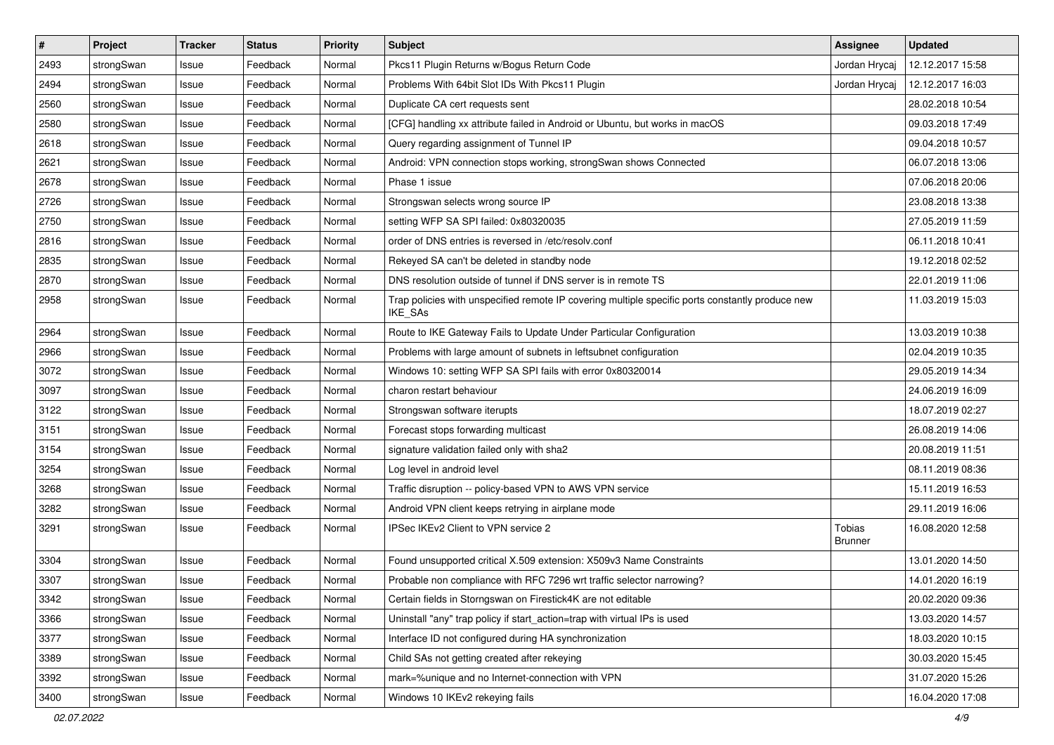| # | Project | Tracker | Status | Priority | Subject | Assignee | Updated |
|---|---|---|---|---|---|---|---|
| 2493 | strongSwan | Issue | Feedback | Normal | Pkcs11 Plugin Returns w/Bogus Return Code | Jordan Hrycaj | 12.12.2017 15:58 |
| 2494 | strongSwan | Issue | Feedback | Normal | Problems With 64bit Slot IDs With Pkcs11 Plugin | Jordan Hrycaj | 12.12.2017 16:03 |
| 2560 | strongSwan | Issue | Feedback | Normal | Duplicate CA cert requests sent | | 28.02.2018 10:54 |
| 2580 | strongSwan | Issue | Feedback | Normal | [CFG] handling xx attribute failed in Android or Ubuntu, but works in macOS | | 09.03.2018 17:49 |
| 2618 | strongSwan | Issue | Feedback | Normal | Query regarding assignment of Tunnel IP | | 09.04.2018 10:57 |
| 2621 | strongSwan | Issue | Feedback | Normal | Android: VPN connection stops working, strongSwan shows Connected | | 06.07.2018 13:06 |
| 2678 | strongSwan | Issue | Feedback | Normal | Phase 1 issue | | 07.06.2018 20:06 |
| 2726 | strongSwan | Issue | Feedback | Normal | Strongswan selects wrong source IP | | 23.08.2018 13:38 |
| 2750 | strongSwan | Issue | Feedback | Normal | setting WFP SA SPI failed: 0x80320035 | | 27.05.2019 11:59 |
| 2816 | strongSwan | Issue | Feedback | Normal | order of DNS entries is reversed in /etc/resolv.conf | | 06.11.2018 10:41 |
| 2835 | strongSwan | Issue | Feedback | Normal | Rekeyed SA can't be deleted in standby node | | 19.12.2018 02:52 |
| 2870 | strongSwan | Issue | Feedback | Normal | DNS resolution outside of tunnel if DNS server is in remote TS | | 22.01.2019 11:06 |
| 2958 | strongSwan | Issue | Feedback | Normal | Trap policies with unspecified remote IP covering multiple specific ports constantly produce new IKE_SAs | | 11.03.2019 15:03 |
| 2964 | strongSwan | Issue | Feedback | Normal | Route to IKE Gateway Fails to Update Under Particular Configuration | | 13.03.2019 10:38 |
| 2966 | strongSwan | Issue | Feedback | Normal | Problems with large amount of subnets in leftsubnet configuration | | 02.04.2019 10:35 |
| 3072 | strongSwan | Issue | Feedback | Normal | Windows 10: setting WFP SA SPI fails with error 0x80320014 | | 29.05.2019 14:34 |
| 3097 | strongSwan | Issue | Feedback | Normal | charon restart behaviour | | 24.06.2019 16:09 |
| 3122 | strongSwan | Issue | Feedback | Normal | Strongswan software iterupts | | 18.07.2019 02:27 |
| 3151 | strongSwan | Issue | Feedback | Normal | Forecast stops forwarding multicast | | 26.08.2019 14:06 |
| 3154 | strongSwan | Issue | Feedback | Normal | signature validation failed only with sha2 | | 20.08.2019 11:51 |
| 3254 | strongSwan | Issue | Feedback | Normal | Log level in android level | | 08.11.2019 08:36 |
| 3268 | strongSwan | Issue | Feedback | Normal | Traffic disruption -- policy-based VPN to AWS VPN service | | 15.11.2019 16:53 |
| 3282 | strongSwan | Issue | Feedback | Normal | Android VPN client keeps retrying in airplane mode | | 29.11.2019 16:06 |
| 3291 | strongSwan | Issue | Feedback | Normal | IPSec IKEv2 Client to VPN service 2 | Tobias Brunner | 16.08.2020 12:58 |
| 3304 | strongSwan | Issue | Feedback | Normal | Found unsupported critical X.509 extension: X509v3 Name Constraints | | 13.01.2020 14:50 |
| 3307 | strongSwan | Issue | Feedback | Normal | Probable non compliance with RFC 7296 wrt traffic selector narrowing? | | 14.01.2020 16:19 |
| 3342 | strongSwan | Issue | Feedback | Normal | Certain fields in Storngswan on Firestick4K are not editable | | 20.02.2020 09:36 |
| 3366 | strongSwan | Issue | Feedback | Normal | Uninstall "any" trap policy if start_action=trap with virtual IPs is used | | 13.03.2020 14:57 |
| 3377 | strongSwan | Issue | Feedback | Normal | Interface ID not configured during HA synchronization | | 18.03.2020 10:15 |
| 3389 | strongSwan | Issue | Feedback | Normal | Child SAs not getting created after rekeying | | 30.03.2020 15:45 |
| 3392 | strongSwan | Issue | Feedback | Normal | mark=%unique and no Internet-connection with VPN | | 31.07.2020 15:26 |
| 3400 | strongSwan | Issue | Feedback | Normal | Windows 10 IKEv2 rekeying fails | | 16.04.2020 17:08 |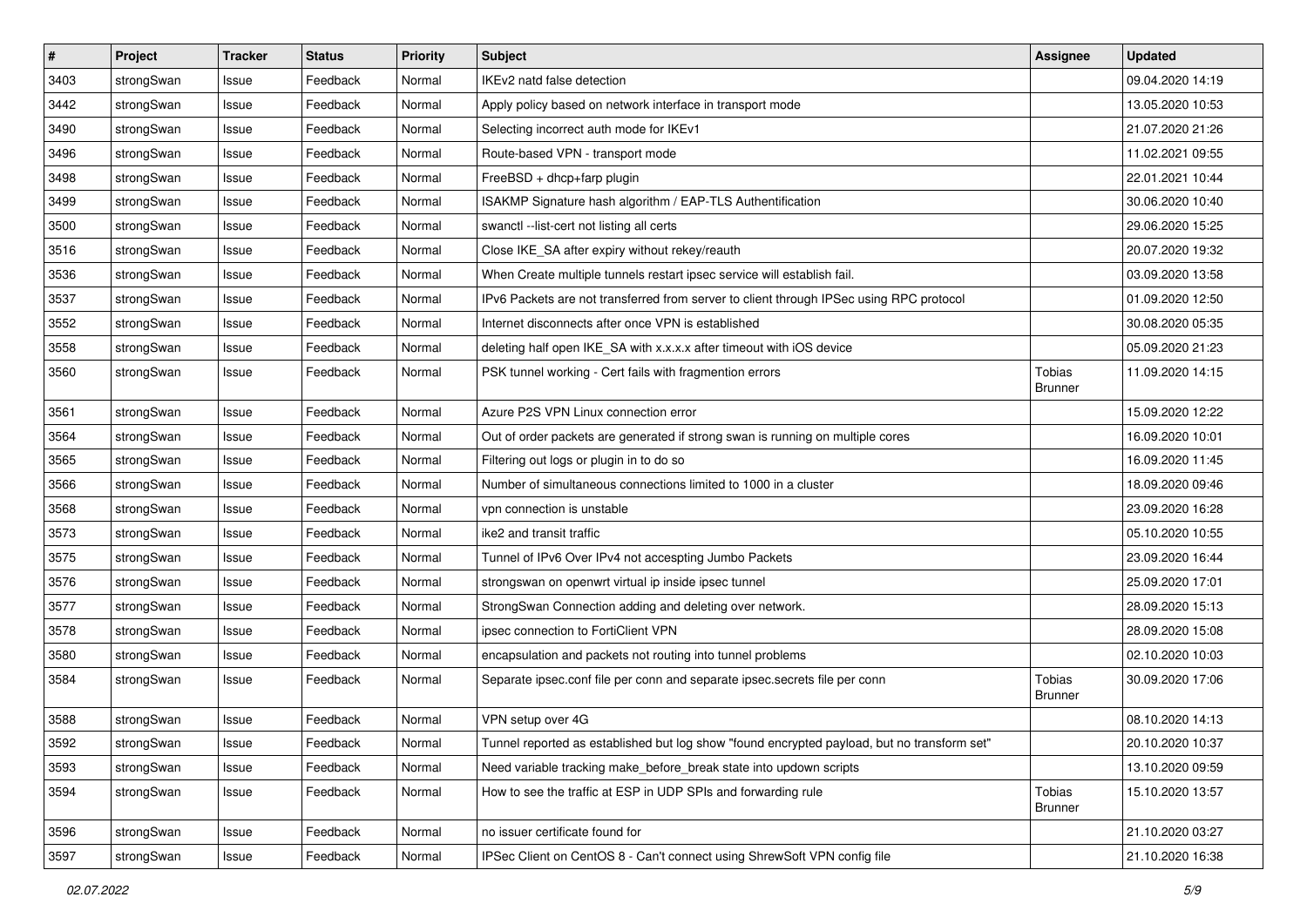| # | Project | Tracker | Status | Priority | Subject | Assignee | Updated |
|---|---|---|---|---|---|---|---|
| 3403 | strongSwan | Issue | Feedback | Normal | IKEv2 natd false detection | | 09.04.2020 14:19 |
| 3442 | strongSwan | Issue | Feedback | Normal | Apply policy based on network interface in transport mode | | 13.05.2020 10:53 |
| 3490 | strongSwan | Issue | Feedback | Normal | Selecting incorrect auth mode for IKEv1 | | 21.07.2020 21:26 |
| 3496 | strongSwan | Issue | Feedback | Normal | Route-based VPN - transport mode | | 11.02.2021 09:55 |
| 3498 | strongSwan | Issue | Feedback | Normal | FreeBSD + dhcp+farp plugin | | 22.01.2021 10:44 |
| 3499 | strongSwan | Issue | Feedback | Normal | ISAKMP Signature hash algorithm / EAP-TLS Authentification | | 30.06.2020 10:40 |
| 3500 | strongSwan | Issue | Feedback | Normal | swanctl --list-cert not listing all certs | | 29.06.2020 15:25 |
| 3516 | strongSwan | Issue | Feedback | Normal | Close IKE_SA after expiry without rekey/reauth | | 20.07.2020 19:32 |
| 3536 | strongSwan | Issue | Feedback | Normal | When Create multiple tunnels restart ipsec service will establish fail. | | 03.09.2020 13:58 |
| 3537 | strongSwan | Issue | Feedback | Normal | IPv6 Packets are not transferred from server to client through IPSec using RPC protocol | | 01.09.2020 12:50 |
| 3552 | strongSwan | Issue | Feedback | Normal | Internet disconnects after once VPN is established | | 30.08.2020 05:35 |
| 3558 | strongSwan | Issue | Feedback | Normal | deleting half open IKE_SA with x.x.x.x after timeout with iOS device | | 05.09.2020 21:23 |
| 3560 | strongSwan | Issue | Feedback | Normal | PSK tunnel working - Cert fails with fragmention errors | Tobias Brunner | 11.09.2020 14:15 |
| 3561 | strongSwan | Issue | Feedback | Normal | Azure P2S VPN Linux connection error | | 15.09.2020 12:22 |
| 3564 | strongSwan | Issue | Feedback | Normal | Out of order packets are generated if strong swan is running on multiple cores | | 16.09.2020 10:01 |
| 3565 | strongSwan | Issue | Feedback | Normal | Filtering out logs or plugin in to do so | | 16.09.2020 11:45 |
| 3566 | strongSwan | Issue | Feedback | Normal | Number of simultaneous connections limited to 1000 in a cluster | | 18.09.2020 09:46 |
| 3568 | strongSwan | Issue | Feedback | Normal | vpn connection is unstable | | 23.09.2020 16:28 |
| 3573 | strongSwan | Issue | Feedback | Normal | ike2 and transit traffic | | 05.10.2020 10:55 |
| 3575 | strongSwan | Issue | Feedback | Normal | Tunnel of IPv6 Over IPv4 not accespting Jumbo Packets | | 23.09.2020 16:44 |
| 3576 | strongSwan | Issue | Feedback | Normal | strongswan on openwrt virtual ip inside ipsec tunnel | | 25.09.2020 17:01 |
| 3577 | strongSwan | Issue | Feedback | Normal | StrongSwan Connection adding and deleting over network. | | 28.09.2020 15:13 |
| 3578 | strongSwan | Issue | Feedback | Normal | ipsec connection to FortiClient VPN | | 28.09.2020 15:08 |
| 3580 | strongSwan | Issue | Feedback | Normal | encapsulation and packets not routing into tunnel problems | | 02.10.2020 10:03 |
| 3584 | strongSwan | Issue | Feedback | Normal | Separate ipsec.conf file per conn and separate ipsec.secrets file per conn | Tobias Brunner | 30.09.2020 17:06 |
| 3588 | strongSwan | Issue | Feedback | Normal | VPN setup over 4G | | 08.10.2020 14:13 |
| 3592 | strongSwan | Issue | Feedback | Normal | Tunnel reported as established but log show "found encrypted payload, but no transform set" | | 20.10.2020 10:37 |
| 3593 | strongSwan | Issue | Feedback | Normal | Need variable tracking make_before_break state into updown scripts | | 13.10.2020 09:59 |
| 3594 | strongSwan | Issue | Feedback | Normal | How to see the traffic at ESP in UDP SPIs and forwarding rule | Tobias Brunner | 15.10.2020 13:57 |
| 3596 | strongSwan | Issue | Feedback | Normal | no issuer certificate found for | | 21.10.2020 03:27 |
| 3597 | strongSwan | Issue | Feedback | Normal | IPSec Client on CentOS 8 - Can't connect using ShrewSoft VPN config file | | 21.10.2020 16:38 |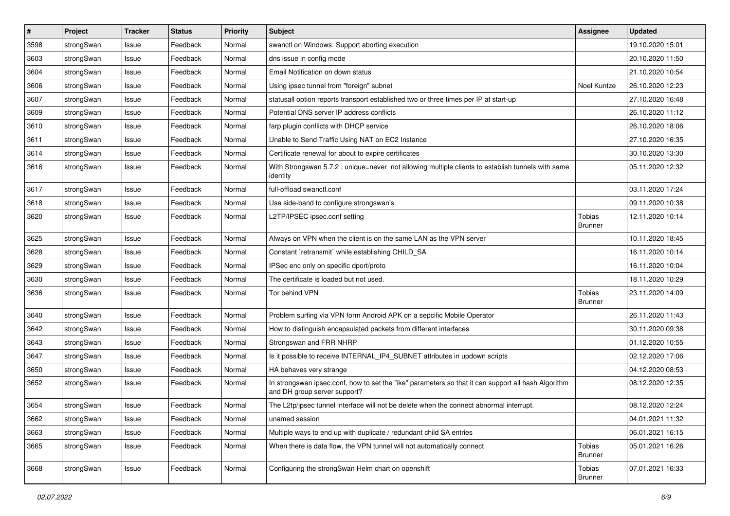| # | Project | Tracker | Status | Priority | Subject | Assignee | Updated |
|---|---|---|---|---|---|---|---|
| 3598 | strongSwan | Issue | Feedback | Normal | swanctl on Windows: Support aborting execution | | 19.10.2020 15:01 |
| 3603 | strongSwan | Issue | Feedback | Normal | dns issue in config mode | | 20.10.2020 11:50 |
| 3604 | strongSwan | Issue | Feedback | Normal | Email Notification on down status | | 21.10.2020 10:54 |
| 3606 | strongSwan | Issue | Feedback | Normal | Using ipsec tunnel from "foreign" subnet | Noel Kuntze | 26.10.2020 12:23 |
| 3607 | strongSwan | Issue | Feedback | Normal | statusall option reports transport established two or three times per IP at start-up | | 27.10.2020 16:48 |
| 3609 | strongSwan | Issue | Feedback | Normal | Potential DNS server IP address conflicts | | 26.10.2020 11:12 |
| 3610 | strongSwan | Issue | Feedback | Normal | farp plugin conflicts with DHCP service | | 26.10.2020 18:06 |
| 3611 | strongSwan | Issue | Feedback | Normal | Unable to Send Traffic Using NAT on EC2 Instance | | 27.10.2020 16:35 |
| 3614 | strongSwan | Issue | Feedback | Normal | Certificate renewal for about to expire certificates | | 30.10.2020 13:30 |
| 3616 | strongSwan | Issue | Feedback | Normal | With Strongswan 5.7.2 , unique=never not allowing multiple clients to establish tunnels with same identity | | 05.11.2020 12:32 |
| 3617 | strongSwan | Issue | Feedback | Normal | full-offload swanctl.conf | | 03.11.2020 17:24 |
| 3618 | strongSwan | Issue | Feedback | Normal | Use side-band to configure strongswan's | | 09.11.2020 10:38 |
| 3620 | strongSwan | Issue | Feedback | Normal | L2TP/IPSEC ipsec.conf setting | Tobias Brunner | 12.11.2020 10:14 |
| 3625 | strongSwan | Issue | Feedback | Normal | Always on VPN when the client is on the same LAN as the VPN server | | 10.11.2020 18:45 |
| 3628 | strongSwan | Issue | Feedback | Normal | Constant `retransmit` while establishing CHILD_SA | | 16.11.2020 10:14 |
| 3629 | strongSwan | Issue | Feedback | Normal | IPSec enc only on specific dport/proto | | 16.11.2020 10:04 |
| 3630 | strongSwan | Issue | Feedback | Normal | The certificate is loaded but not used. | | 18.11.2020 10:29 |
| 3636 | strongSwan | Issue | Feedback | Normal | Tor behind VPN | Tobias Brunner | 23.11.2020 14:09 |
| 3640 | strongSwan | Issue | Feedback | Normal | Problem surfing via VPN form Android APK on a sepcific Mobile Operator | | 26.11.2020 11:43 |
| 3642 | strongSwan | Issue | Feedback | Normal | How to distinguish encapsulated packets from different interfaces | | 30.11.2020 09:38 |
| 3643 | strongSwan | Issue | Feedback | Normal | Strongswan and FRR NHRP | | 01.12.2020 10:55 |
| 3647 | strongSwan | Issue | Feedback | Normal | Is it possible to receive INTERNAL_IP4_SUBNET attributes in updown scripts | | 02.12.2020 17:06 |
| 3650 | strongSwan | Issue | Feedback | Normal | HA behaves very strange | | 04.12.2020 08:53 |
| 3652 | strongSwan | Issue | Feedback | Normal | In strongswan ipsec.conf, how to set the "ike" parameters so that it can support all hash Algorithm and DH group server support? | | 08.12.2020 12:35 |
| 3654 | strongSwan | Issue | Feedback | Normal | The L2tp/ipsec tunnel interface will not be delete when the connect abnormal interrupt. | | 08.12.2020 12:24 |
| 3662 | strongSwan | Issue | Feedback | Normal | unamed session | | 04.01.2021 11:32 |
| 3663 | strongSwan | Issue | Feedback | Normal | Multiple ways to end up with duplicate / redundant child SA entries | | 06.01.2021 16:15 |
| 3665 | strongSwan | Issue | Feedback | Normal | When there is data flow, the VPN tunnel will not automatically connect | Tobias Brunner | 05.01.2021 16:26 |
| 3668 | strongSwan | Issue | Feedback | Normal | Configuring the strongSwan Helm chart on openshift | Tobias Brunner | 07.01.2021 16:33 |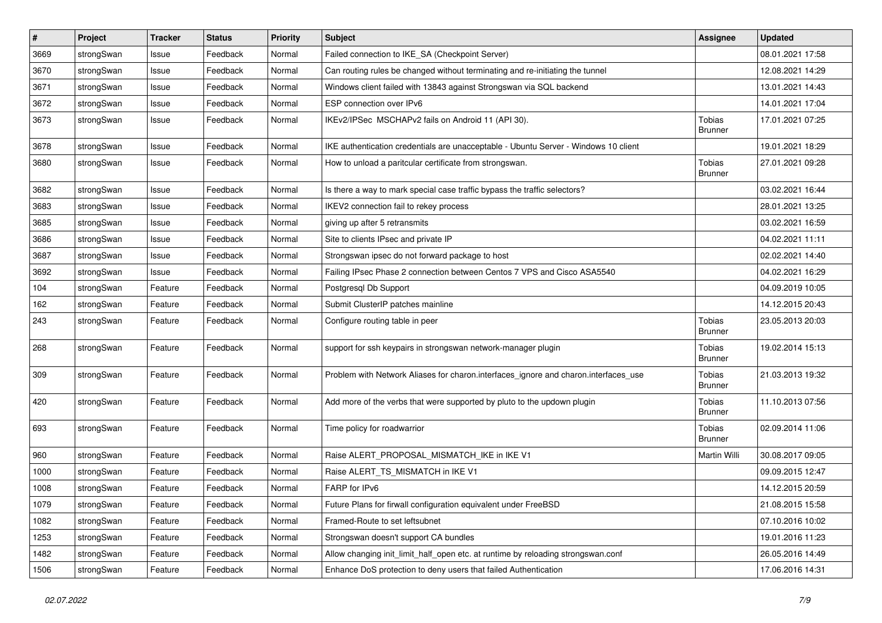| # | Project | Tracker | Status | Priority | Subject | Assignee | Updated |
|---|---|---|---|---|---|---|---|
| 3669 | strongSwan | Issue | Feedback | Normal | Failed connection to IKE_SA (Checkpoint Server) | | 08.01.2021 17:58 |
| 3670 | strongSwan | Issue | Feedback | Normal | Can routing rules be changed without terminating and re-initiating the tunnel | | 12.08.2021 14:29 |
| 3671 | strongSwan | Issue | Feedback | Normal | Windows client failed with 13843 against Strongswan via SQL backend | | 13.01.2021 14:43 |
| 3672 | strongSwan | Issue | Feedback | Normal | ESP connection over IPv6 | | 14.01.2021 17:04 |
| 3673 | strongSwan | Issue | Feedback | Normal | IKEv2/IPSec MSCHAPv2 fails on Android 11 (API 30). | Tobias Brunner | 17.01.2021 07:25 |
| 3678 | strongSwan | Issue | Feedback | Normal | IKE authentication credentials are unacceptable - Ubuntu Server - Windows 10 client | | 19.01.2021 18:29 |
| 3680 | strongSwan | Issue | Feedback | Normal | How to unload a paritcular certificate from strongswan. | Tobias Brunner | 27.01.2021 09:28 |
| 3682 | strongSwan | Issue | Feedback | Normal | Is there a way to mark special case traffic bypass the traffic selectors? | | 03.02.2021 16:44 |
| 3683 | strongSwan | Issue | Feedback | Normal | IKEV2 connection fail to rekey process | | 28.01.2021 13:25 |
| 3685 | strongSwan | Issue | Feedback | Normal | giving up after 5 retransmits | | 03.02.2021 16:59 |
| 3686 | strongSwan | Issue | Feedback | Normal | Site to clients IPsec and private IP | | 04.02.2021 11:11 |
| 3687 | strongSwan | Issue | Feedback | Normal | Strongswan ipsec do not forward package to host | | 02.02.2021 14:40 |
| 3692 | strongSwan | Issue | Feedback | Normal | Failing IPsec Phase 2 connection between Centos 7 VPS and Cisco ASA5540 | | 04.02.2021 16:29 |
| 104 | strongSwan | Feature | Feedback | Normal | Postgresql Db Support | | 04.09.2019 10:05 |
| 162 | strongSwan | Feature | Feedback | Normal | Submit ClusterIP patches mainline | | 14.12.2015 20:43 |
| 243 | strongSwan | Feature | Feedback | Normal | Configure routing table in peer | Tobias Brunner | 23.05.2013 20:03 |
| 268 | strongSwan | Feature | Feedback | Normal | support for ssh keypairs in strongswan network-manager plugin | Tobias Brunner | 19.02.2014 15:13 |
| 309 | strongSwan | Feature | Feedback | Normal | Problem with Network Aliases for charon.interfaces_ignore and charon.interfaces_use | Tobias Brunner | 21.03.2013 19:32 |
| 420 | strongSwan | Feature | Feedback | Normal | Add more of the verbs that were supported by pluto to the updown plugin | Tobias Brunner | 11.10.2013 07:56 |
| 693 | strongSwan | Feature | Feedback | Normal | Time policy for roadwarrior | Tobias Brunner | 02.09.2014 11:06 |
| 960 | strongSwan | Feature | Feedback | Normal | Raise ALERT_PROPOSAL_MISMATCH_IKE in IKE V1 | Martin Willi | 30.08.2017 09:05 |
| 1000 | strongSwan | Feature | Feedback | Normal | Raise ALERT_TS_MISMATCH in IKE V1 | | 09.09.2015 12:47 |
| 1008 | strongSwan | Feature | Feedback | Normal | FARP for IPv6 | | 14.12.2015 20:59 |
| 1079 | strongSwan | Feature | Feedback | Normal | Future Plans for firwall configuration equivalent under FreeBSD | | 21.08.2015 15:58 |
| 1082 | strongSwan | Feature | Feedback | Normal | Framed-Route to set leftsubnet | | 07.10.2016 10:02 |
| 1253 | strongSwan | Feature | Feedback | Normal | Strongswan doesn't support CA bundles | | 19.01.2016 11:23 |
| 1482 | strongSwan | Feature | Feedback | Normal | Allow changing init_limit_half_open etc. at runtime by reloading strongswan.conf | | 26.05.2016 14:49 |
| 1506 | strongSwan | Feature | Feedback | Normal | Enhance DoS protection to deny users that failed Authentication | | 17.06.2016 14:31 |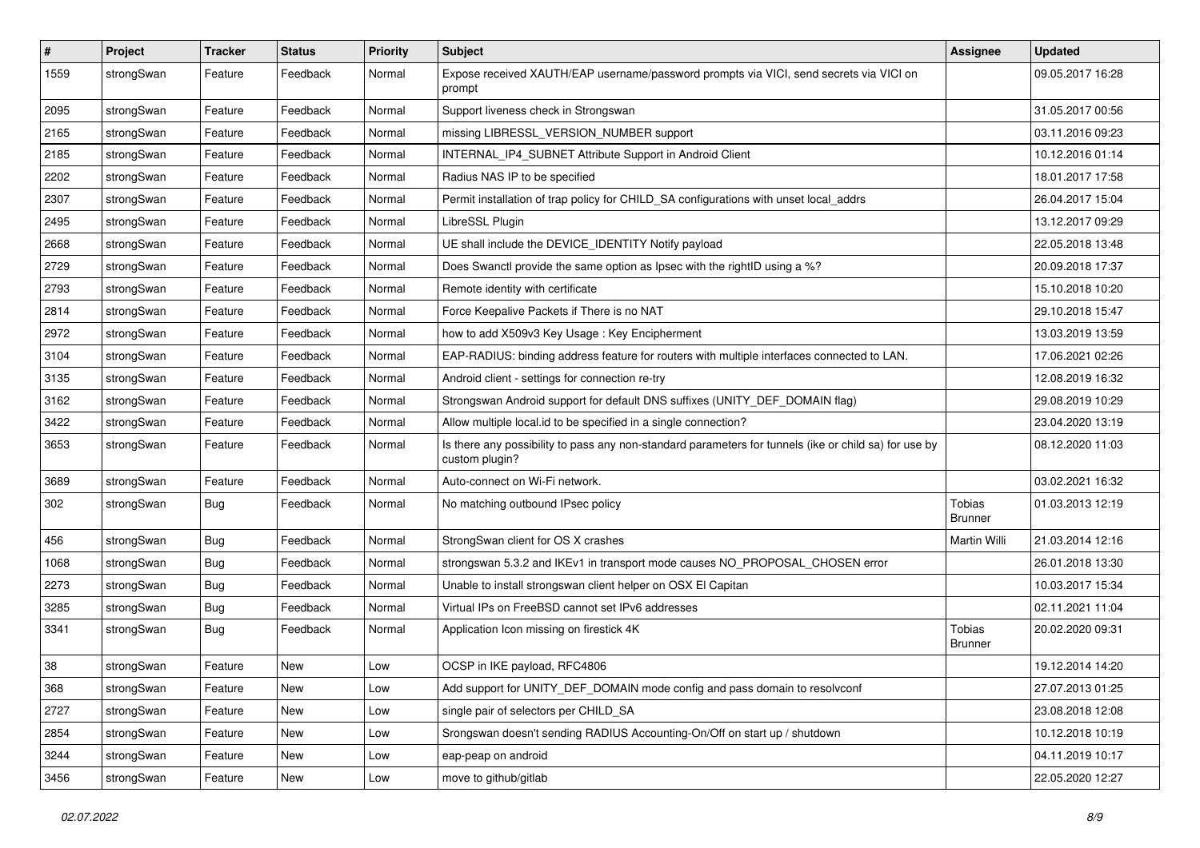| # | Project | Tracker | Status | Priority | Subject | Assignee | Updated |
|---|---|---|---|---|---|---|---|
| 1559 | strongSwan | Feature | Feedback | Normal | Expose received XAUTH/EAP username/password prompts via VICI, send secrets via VICI on prompt | | 09.05.2017 16:28 |
| 2095 | strongSwan | Feature | Feedback | Normal | Support liveness check in Strongswan | | 31.05.2017 00:56 |
| 2165 | strongSwan | Feature | Feedback | Normal | missing LIBRESSL_VERSION_NUMBER support | | 03.11.2016 09:23 |
| 2185 | strongSwan | Feature | Feedback | Normal | INTERNAL_IP4_SUBNET Attribute Support in Android Client | | 10.12.2016 01:14 |
| 2202 | strongSwan | Feature | Feedback | Normal | Radius NAS IP to be specified | | 18.01.2017 17:58 |
| 2307 | strongSwan | Feature | Feedback | Normal | Permit installation of trap policy for CHILD_SA configurations with unset local_addrs | | 26.04.2017 15:04 |
| 2495 | strongSwan | Feature | Feedback | Normal | LibreSSL Plugin | | 13.12.2017 09:29 |
| 2668 | strongSwan | Feature | Feedback | Normal | UE shall include the DEVICE_IDENTITY Notify payload | | 22.05.2018 13:48 |
| 2729 | strongSwan | Feature | Feedback | Normal | Does Swanctl provide the same option as Ipsec with the rightID using a %? | | 20.09.2018 17:37 |
| 2793 | strongSwan | Feature | Feedback | Normal | Remote identity with certificate | | 15.10.2018 10:20 |
| 2814 | strongSwan | Feature | Feedback | Normal | Force Keepalive Packets if There is no NAT | | 29.10.2018 15:47 |
| 2972 | strongSwan | Feature | Feedback | Normal | how to add X509v3 Key Usage : Key Encipherment | | 13.03.2019 13:59 |
| 3104 | strongSwan | Feature | Feedback | Normal | EAP-RADIUS: binding address feature for routers with multiple interfaces connected to LAN. | | 17.06.2021 02:26 |
| 3135 | strongSwan | Feature | Feedback | Normal | Android client - settings for connection re-try | | 12.08.2019 16:32 |
| 3162 | strongSwan | Feature | Feedback | Normal | Strongswan Android support for default DNS suffixes (UNITY_DEF_DOMAIN flag) | | 29.08.2019 10:29 |
| 3422 | strongSwan | Feature | Feedback | Normal | Allow multiple local.id to be specified in a single connection? | | 23.04.2020 13:19 |
| 3653 | strongSwan | Feature | Feedback | Normal | Is there any possibility to pass any non-standard parameters for tunnels (ike or child sa) for use by custom plugin? | | 08.12.2020 11:03 |
| 3689 | strongSwan | Feature | Feedback | Normal | Auto-connect on Wi-Fi network. | | 03.02.2021 16:32 |
| 302 | strongSwan | Bug | Feedback | Normal | No matching outbound IPsec policy | Tobias Brunner | 01.03.2013 12:19 |
| 456 | strongSwan | Bug | Feedback | Normal | StrongSwan client for OS X crashes | Martin Willi | 21.03.2014 12:16 |
| 1068 | strongSwan | Bug | Feedback | Normal | strongswan 5.3.2 and IKEv1 in transport mode causes NO_PROPOSAL_CHOSEN error | | 26.01.2018 13:30 |
| 2273 | strongSwan | Bug | Feedback | Normal | Unable to install strongswan client helper on OSX El Capitan | | 10.03.2017 15:34 |
| 3285 | strongSwan | Bug | Feedback | Normal | Virtual IPs on FreeBSD cannot set IPv6 addresses | | 02.11.2021 11:04 |
| 3341 | strongSwan | Bug | Feedback | Normal | Application Icon missing on firestick 4K | Tobias Brunner | 20.02.2020 09:31 |
| 38 | strongSwan | Feature | New | Low | OCSP in IKE payload, RFC4806 | | 19.12.2014 14:20 |
| 368 | strongSwan | Feature | New | Low | Add support for UNITY_DEF_DOMAIN mode config and pass domain to resolvconf | | 27.07.2013 01:25 |
| 2727 | strongSwan | Feature | New | Low | single pair of selectors per CHILD_SA | | 23.08.2018 12:08 |
| 2854 | strongSwan | Feature | New | Low | Srongswan doesn't sending RADIUS Accounting-On/Off on start up / shutdown | | 10.12.2018 10:19 |
| 3244 | strongSwan | Feature | New | Low | eap-peap on android | | 04.11.2019 10:17 |
| 3456 | strongSwan | Feature | New | Low | move to github/gitlab | | 22.05.2020 12:27 |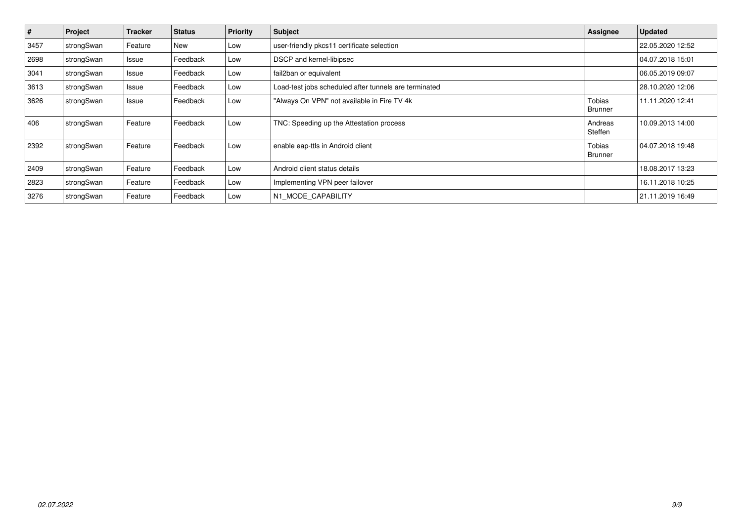| # | Project | Tracker | Status | Priority | Subject | Assignee | Updated |
|---|---|---|---|---|---|---|---|
| 3457 | strongSwan | Feature | New | Low | user-friendly pkcs11 certificate selection | | 22.05.2020 12:52 |
| 2698 | strongSwan | Issue | Feedback | Low | DSCP and kernel-libipsec | | 04.07.2018 15:01 |
| 3041 | strongSwan | Issue | Feedback | Low | fail2ban or equivalent | | 06.05.2019 09:07 |
| 3613 | strongSwan | Issue | Feedback | Low | Load-test jobs scheduled after tunnels are terminated | | 28.10.2020 12:06 |
| 3626 | strongSwan | Issue | Feedback | Low | "Always On VPN" not available in Fire TV 4k | Tobias Brunner | 11.11.2020 12:41 |
| 406 | strongSwan | Feature | Feedback | Low | TNC: Speeding up the Attestation process | Andreas Steffen | 10.09.2013 14:00 |
| 2392 | strongSwan | Feature | Feedback | Low | enable eap-ttls in Android client | Tobias Brunner | 04.07.2018 19:48 |
| 2409 | strongSwan | Feature | Feedback | Low | Android client status details | | 18.08.2017 13:23 |
| 2823 | strongSwan | Feature | Feedback | Low | Implementing VPN peer failover | | 16.11.2018 10:25 |
| 3276 | strongSwan | Feature | Feedback | Low | N1_MODE_CAPABILITY | | 21.11.2019 16:49 |